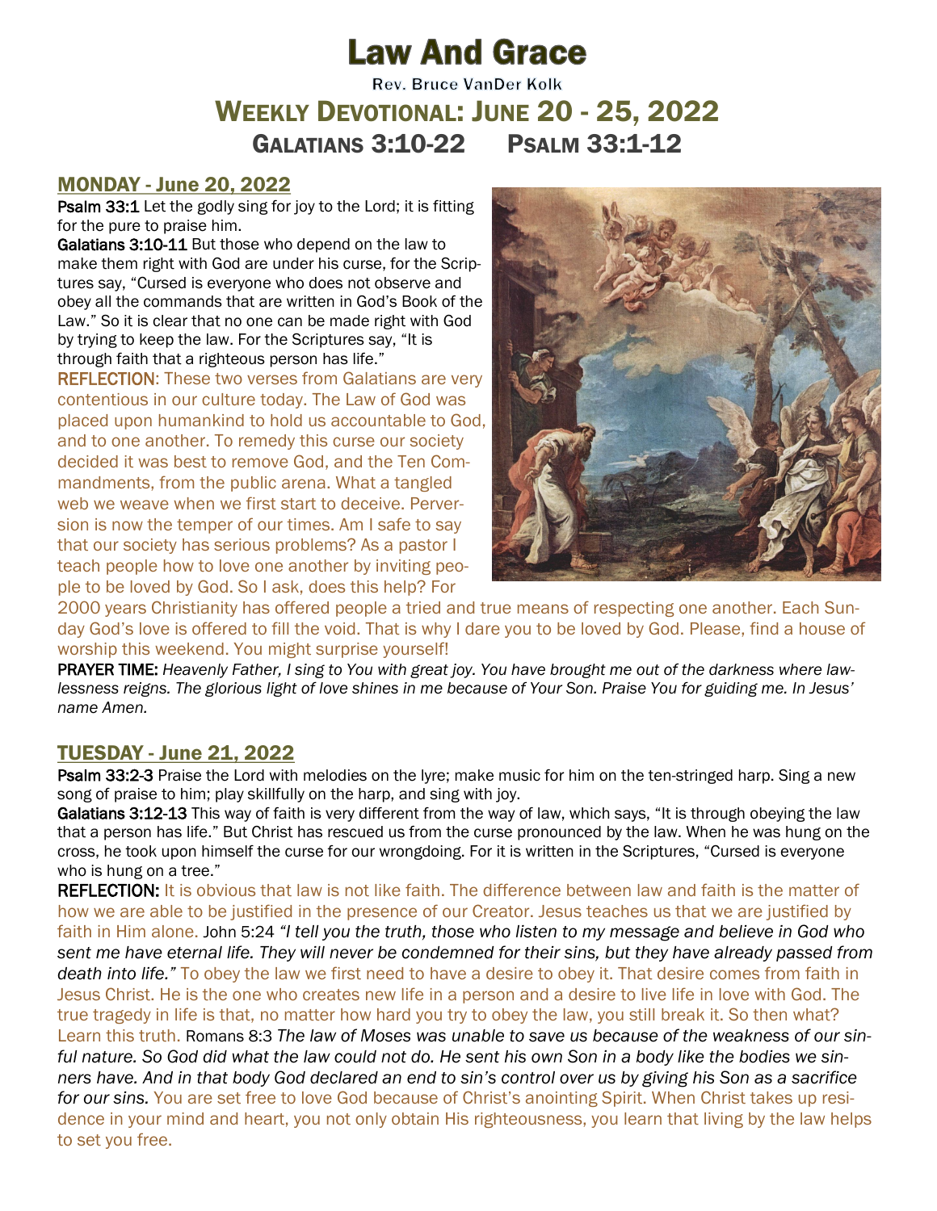# Law And Grace

Rev. Bruce VanDer Kolk

## Weekly Devotional: June 20 - 25, 2022

## Galatians 3:10-22     Psalm 33:1-12

### MONDAY - June 20, 2022

**Psalm 33:1** Let the godly sing for joy to the Lord; it is fitting for the pure to praise him.

**Galatians 3:10-11** But those who depend on the law to make them right with God are under his curse, for the Scriptures say, "Cursed is everyone who does not observe and obey all the commands that are written in God's Book of the Law." So it is clear that no one can be made right with God by trying to keep the law. For the Scriptures say, "It is through faith that a righteous person has life."

**REFLECTION**: These two verses from Galatians are very contentious in our culture today. The Law of God was placed upon humankind to hold us accountable to God, and to one another. To remedy this curse our society decided it was best to remove God, and the Ten Commandments, from the public arena. What a tangled web we weave when we first start to deceive. Perversion is now the temper of our times. Am I safe to say that our society has serious problems? As a pastor I teach people how to love one another by inviting people to be loved by God. So I ask, does this help? For 2000 years Christianity has offered people a tried and true means of respecting one another. Each Sunday God's love is offered to fill the void. That is why I dare you to be loved by God. Please, find a house of worship this weekend. You might surprise yourself!

**PRAYER TIME:** *Heavenly Father, I sing to You with great joy. You have brought me out of the darkness where lawlessness reigns. The glorious light of love shines in me because of Your Son. Praise You for guiding me. In Jesus' name Amen.*

### TUESDAY - June 21, 2022

**Psalm 33:2-3** Praise the Lord with melodies on the lyre; make music for him on the ten-stringed harp. Sing a new song of praise to him; play skillfully on the harp, and sing with joy.

**Galatians 3:12-13** This way of faith is very different from the way of law, which says, "It is through obeying the law that a person has life." But Christ has rescued us from the curse pronounced by the law. When he was hung on the cross, he took upon himself the curse for our wrongdoing. For it is written in the Scriptures, "Cursed is everyone who is hung on a tree."

**REFLECTION:** It is obvious that law is not like faith. The difference between law and faith is the matter of how we are able to be justified in the presence of our Creator. Jesus teaches us that we are justified by faith in Him alone. John 5:24 *"I tell you the truth, those who listen to my message and believe in God who sent me have eternal life. They will never be condemned for their sins, but they have already passed from death into life."* To obey the law we first need to have a desire to obey it. That desire comes from faith in Jesus Christ. He is the one who creates new life in a person and a desire to live life in love with God. The true tragedy in life is that, no matter how hard you try to obey the law, you still break it. So then what? Learn this truth. Romans 8:3 *The law of Moses was unable to save us because of the weakness of our sinful nature. So God did what the law could not do. He sent his own Son in a body like the bodies we sinners have. And in that body God declared an end to sin's control over us by giving his Son as a sacrifice for our sins.* You are set free to love God because of Christ's anointing Spirit. When Christ takes up residence in your mind and heart, you not only obtain His righteousness, you learn that living by the law helps to set you free.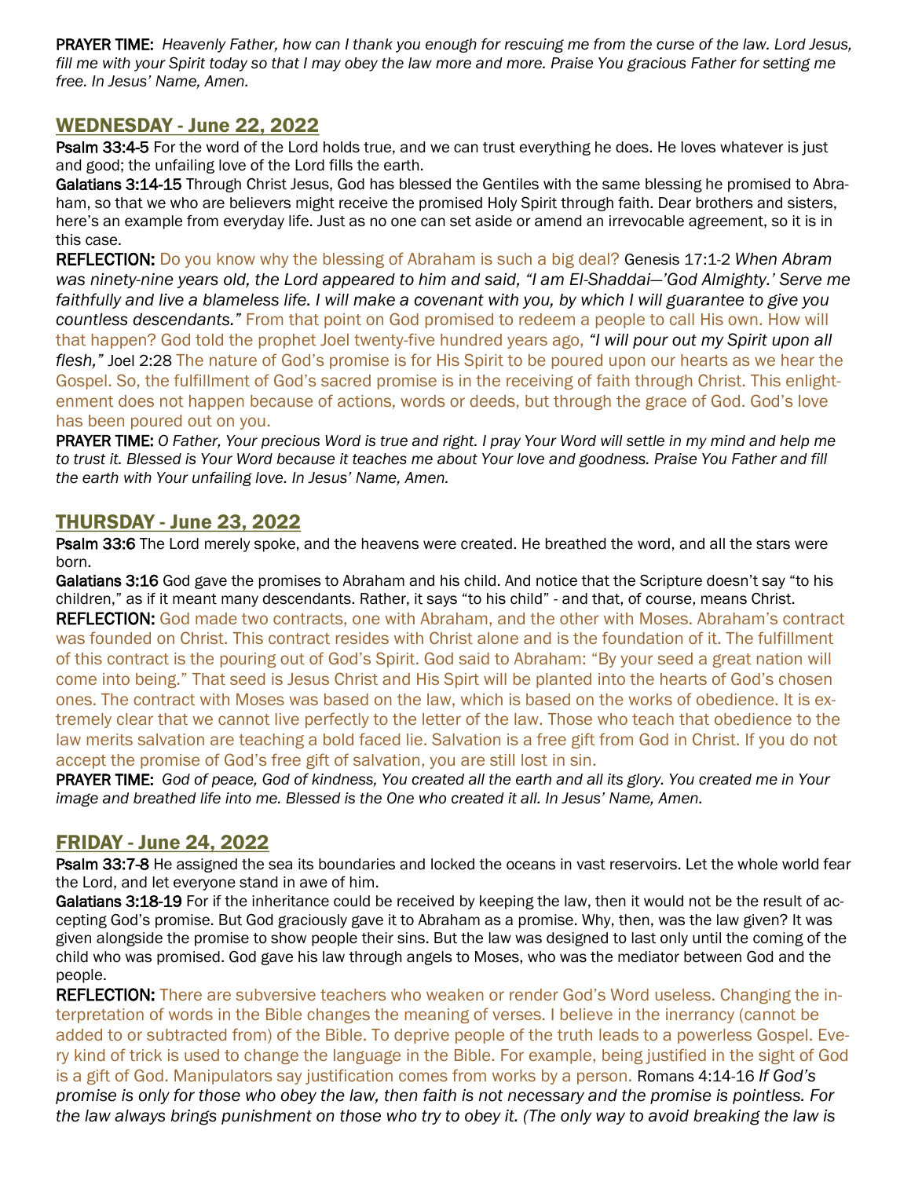**PRAYER TIME:** *Heavenly Father, how can I thank you enough for rescuing me from the curse of the law. Lord Jesus, fill me with your Spirit today so that I may obey the law more and more. Praise You gracious Father for setting me free. In Jesus' Name, Amen.*

## WEDNESDAY - June 22, 2022

**Psalm 33:4-5** For the word of the Lord holds true, and we can trust everything he does. He loves whatever is just and good; the unfailing love of the Lord fills the earth.

**Galatians 3:14-15** Through Christ Jesus, God has blessed the Gentiles with the same blessing he promised to Abraham, so that we who are believers might receive the promised Holy Spirit through faith. Dear brothers and sisters, here's an example from everyday life. Just as no one can set aside or amend an irrevocable agreement, so it is in this case.

**REFLECTION:** Do you know why the blessing of Abraham is such a big deal? Genesis 17:1-2 *When Abram was ninety-nine years old, the Lord appeared to him and said, "I am El-Shaddai—'God Almighty.' Serve me faithfully and live a blameless life. I will make a covenant with you, by which I will guarantee to give you countless descendants."* From that point on God promised to redeem a people to call His own. How will that happen? God told the prophet Joel twenty-five hundred years ago, *"I will pour out my Spirit upon all flesh,"* Joel 2:28 The nature of God's promise is for His Spirit to be poured upon our hearts as we hear the Gospel. So, the fulfillment of God's sacred promise is in the receiving of faith through Christ. This enlightenment does not happen because of actions, words or deeds, but through the grace of God. God's love has been poured out on you.

**PRAYER TIME:** *O Father, Your precious Word is true and right. I pray Your Word will settle in my mind and help me to trust it. Blessed is Your Word because it teaches me about Your love and goodness. Praise You Father and fill the earth with Your unfailing love. In Jesus' Name, Amen.*

## THURSDAY - June 23, 2022

**Psalm 33:6** The Lord merely spoke, and the heavens were created. He breathed the word, and all the stars were born.

**Galatians 3:16** God gave the promises to Abraham and his child. And notice that the Scripture doesn't say "to his children," as if it meant many descendants. Rather, it says "to his child" - and that, of course, means Christ.

**REFLECTION:** God made two contracts, one with Abraham, and the other with Moses. Abraham's contract was founded on Christ. This contract resides with Christ alone and is the foundation of it. The fulfillment of this contract is the pouring out of God's Spirit. God said to Abraham: "By your seed a great nation will come into being." That seed is Jesus Christ and His Spirt will be planted into the hearts of God's chosen ones. The contract with Moses was based on the law, which is based on the works of obedience. It is extremely clear that we cannot live perfectly to the letter of the law. Those who teach that obedience to the law merits salvation are teaching a bold faced lie. Salvation is a free gift from God in Christ. If you do not accept the promise of God's free gift of salvation, you are still lost in sin.

**PRAYER TIME:** *God of peace, God of kindness, You created all the earth and all its glory. You created me in Your image and breathed life into me. Blessed is the One who created it all. In Jesus' Name, Amen.*

## FRIDAY - June 24, 2022

**Psalm 33:7-8** He assigned the sea its boundaries and locked the oceans in vast reservoirs. Let the whole world fear the Lord, and let everyone stand in awe of him.

**Galatians 3:18-19** For if the inheritance could be received by keeping the law, then it would not be the result of accepting God's promise. But God graciously gave it to Abraham as a promise. Why, then, was the law given? It was given alongside the promise to show people their sins. But the law was designed to last only until the coming of the child who was promised. God gave his law through angels to Moses, who was the mediator between God and the people.

**REFLECTION:** There are subversive teachers who weaken or render God's Word useless. Changing the interpretation of words in the Bible changes the meaning of verses. I believe in the inerrancy (cannot be added to or subtracted from) of the Bible. To deprive people of the truth leads to a powerless Gospel. Every kind of trick is used to change the language in the Bible. For example, being justified in the sight of God is a gift of God. Manipulators say justification comes from works by a person. Romans 4:14-16 *If God's promise is only for those who obey the law, then faith is not necessary and the promise is pointless. For the law always brings punishment on those who try to obey it. (The only way to avoid breaking the law is*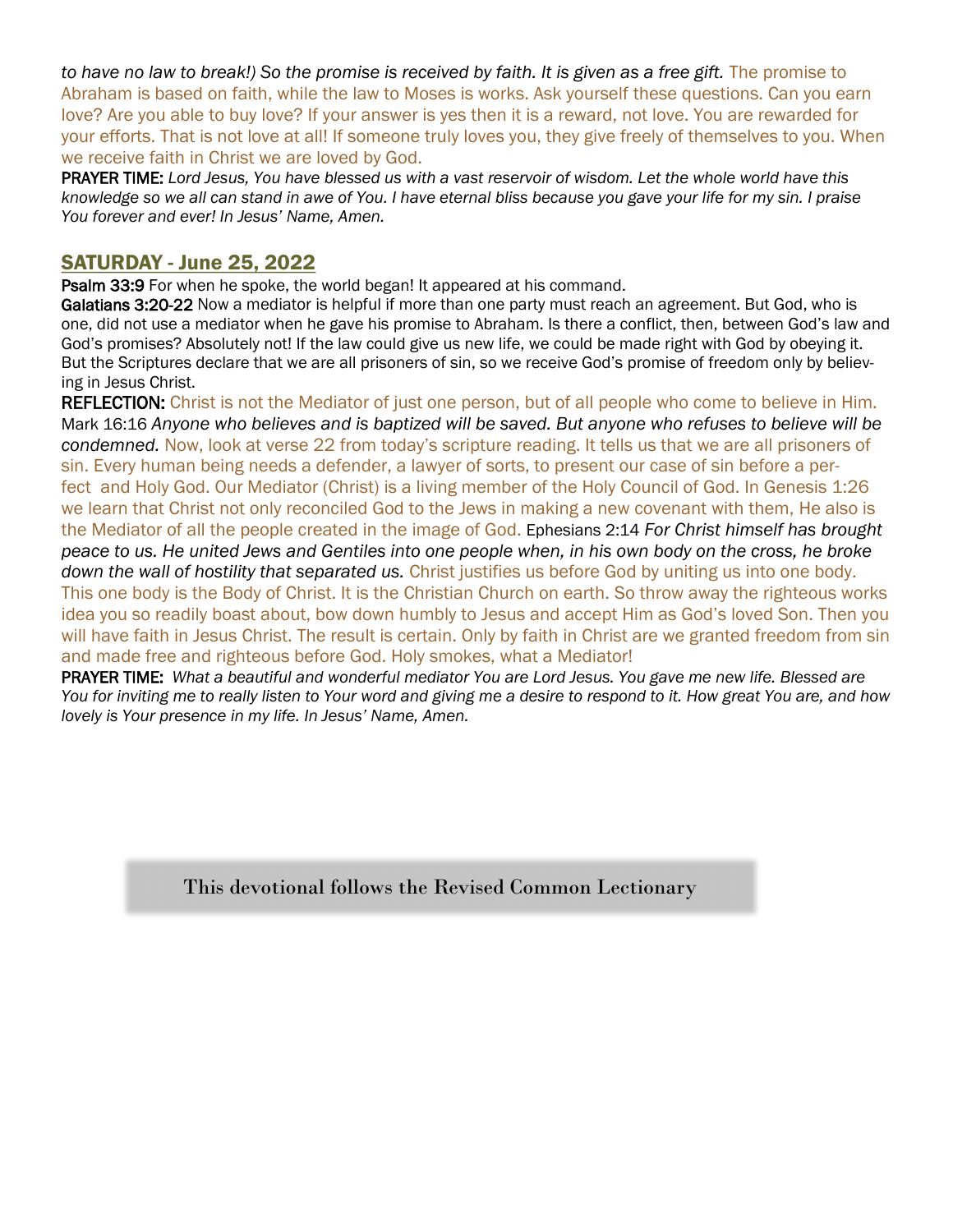*to have no law to break!) So the promise is received by faith. It is given as a free gift.* The promise to Abraham is based on faith, while the law to Moses is works. Ask yourself these questions. Can you earn love? Are you able to buy love? If your answer is yes then it is a reward, not love. You are rewarded for your efforts. That is not love at all! If someone truly loves you, they give freely of themselves to you. When we receive faith in Christ we are loved by God.

**PRAYER TIME:** *Lord Jesus, You have blessed us with a vast reservoir of wisdom. Let the whole world have this knowledge so we all can stand in awe of You. I have eternal bliss because you gave your life for my sin. I praise You forever and ever! In Jesus' Name, Amen.*

## SATURDAY - June 25, 2022

**Psalm 33:9** For when he spoke, the world began! It appeared at his command.

**Galatians 3:20-22** Now a mediator is helpful if more than one party must reach an agreement. But God, who is one, did not use a mediator when he gave his promise to Abraham. Is there a conflict, then, between God's law and God's promises? Absolutely not! If the law could give us new life, we could be made right with God by obeying it. But the Scriptures declare that we are all prisoners of sin, so we receive God's promise of freedom only by believing in Jesus Christ.

**REFLECTION:** Christ is not the Mediator of just one person, but of all people who come to believe in Him. Mark 16:16 *Anyone who believes and is baptized will be saved. But anyone who refuses to believe will be condemned.* Now, look at verse 22 from today's scripture reading. It tells us that we are all prisoners of sin. Every human being needs a defender, a lawyer of sorts, to present our case of sin before a perfect and Holy God. Our Mediator (Christ) is a living member of the Holy Council of God. In Genesis 1:26 we learn that Christ not only reconciled God to the Jews in making a new covenant with them, He also is the Mediator of all the people created in the image of God. Ephesians 2:14 *For Christ himself has brought peace to us. He united Jews and Gentiles into one people when, in his own body on the cross, he broke down the wall of hostility that separated us.* Christ justifies us before God by uniting us into one body. This one body is the Body of Christ. It is the Christian Church on earth. So throw away the righteous works idea you so readily boast about, bow down humbly to Jesus and accept Him as God's loved Son. Then you will have faith in Jesus Christ. The result is certain. Only by faith in Christ are we granted freedom from sin and made free and righteous before God. Holy smokes, what a Mediator!

**PRAYER TIME:** *What a beautiful and wonderful mediator You are Lord Jesus. You gave me new life. Blessed are You for inviting me to really listen to Your word and giving me a desire to respond to it. How great You are, and how lovely is Your presence in my life. In Jesus' Name, Amen.*

This devotional follows the Revised Common Lectionary